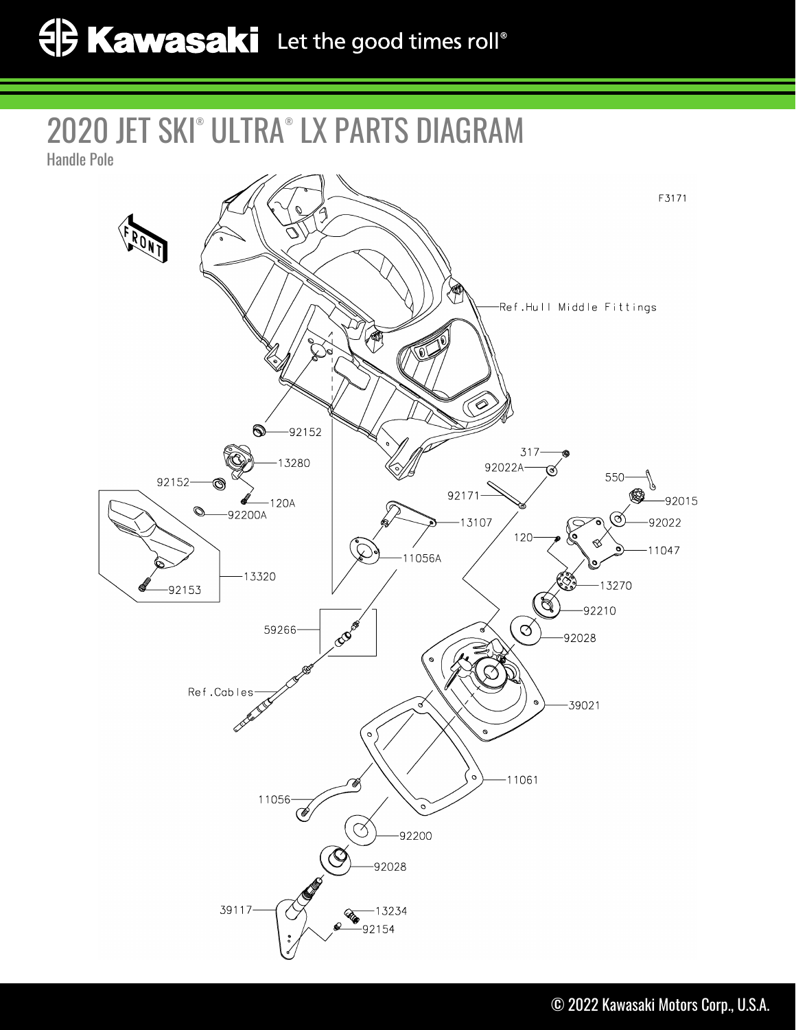# 2020 JET SKI® ULTRA® LX PARTS DIAGRAM

Handle Pole

F3171

FRONT

Ref.Hull Middle Fittings

92152

13280

92152

120A

92200A

13320

92153

317

92022A

92171

550

92015

92022

13107

120

11047

11056A

13270

92210

92028

59266

39021

Ref.Cables

11061

11056

92200

92028

39117

13234

92154

© 2022 Kawasaki Motors Corp., U.S.A.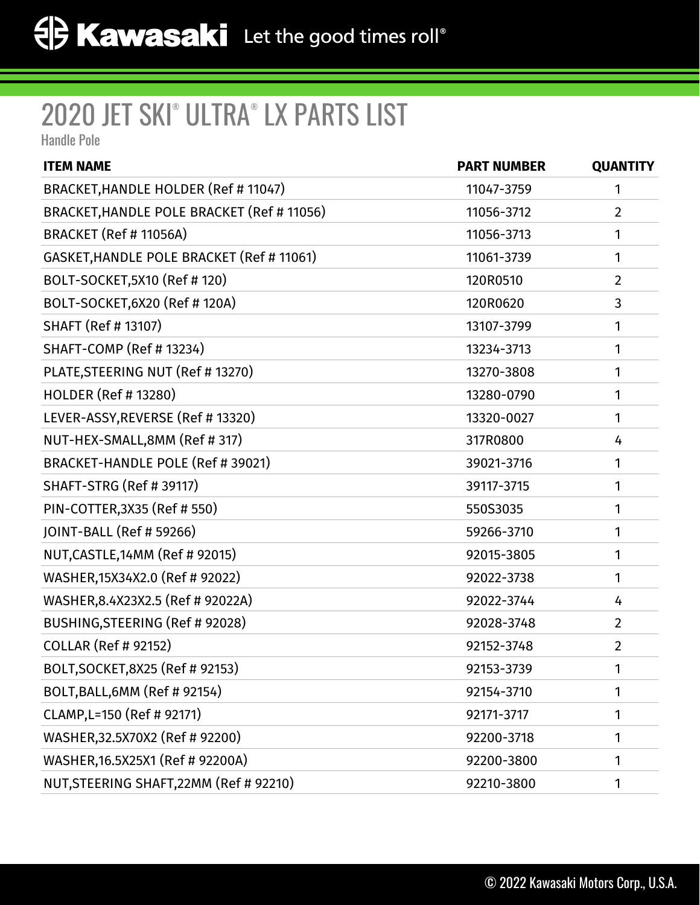# 2020 JET SKI® ULTRA® LX PARTS LIST

Handle Pole

| ITEM NAME | PART NUMBER | QUANTITY |
|---|---|---|
| BRACKET,HANDLE HOLDER (Ref # 11047) | 11047-3759 | 1 |
| BRACKET,HANDLE POLE BRACKET (Ref # 11056) | 11056-3712 | 2 |
| BRACKET (Ref # 11056A) | 11056-3713 | 1 |
| GASKET,HANDLE POLE BRACKET (Ref # 11061) | 11061-3739 | 1 |
| BOLT-SOCKET,5X10 (Ref # 120) | 120R0510 | 2 |
| BOLT-SOCKET,6X20 (Ref # 120A) | 120R0620 | 3 |
| SHAFT (Ref # 13107) | 13107-3799 | 1 |
| SHAFT-COMP (Ref # 13234) | 13234-3713 | 1 |
| PLATE,STEERING NUT (Ref # 13270) | 13270-3808 | 1 |
| HOLDER (Ref # 13280) | 13280-0790 | 1 |
| LEVER-ASSY,REVERSE (Ref # 13320) | 13320-0027 | 1 |
| NUT-HEX-SMALL,8MM (Ref # 317) | 317R0800 | 4 |
| BRACKET-HANDLE POLE (Ref # 39021) | 39021-3716 | 1 |
| SHAFT-STRG (Ref # 39117) | 39117-3715 | 1 |
| PIN-COTTER,3X35 (Ref # 550) | 550S3035 | 1 |
| JOINT-BALL (Ref # 59266) | 59266-3710 | 1 |
| NUT,CASTLE,14MM (Ref # 92015) | 92015-3805 | 1 |
| WASHER,15X34X2.0 (Ref # 92022) | 92022-3738 | 1 |
| WASHER,8.4X23X2.5 (Ref # 92022A) | 92022-3744 | 4 |
| BUSHING,STEERING (Ref # 92028) | 92028-3748 | 2 |
| COLLAR (Ref # 92152) | 92152-3748 | 2 |
| BOLT,SOCKET,8X25 (Ref # 92153) | 92153-3739 | 1 |
| BOLT,BALL,6MM (Ref # 92154) | 92154-3710 | 1 |
| CLAMP,L=150 (Ref # 92171) | 92171-3717 | 1 |
| WASHER,32.5X70X2 (Ref # 92200) | 92200-3718 | 1 |
| WASHER,16.5X25X1 (Ref # 92200A) | 92200-3800 | 1 |
| NUT,STEERING SHAFT,22MM (Ref # 92210) | 92210-3800 | 1 |